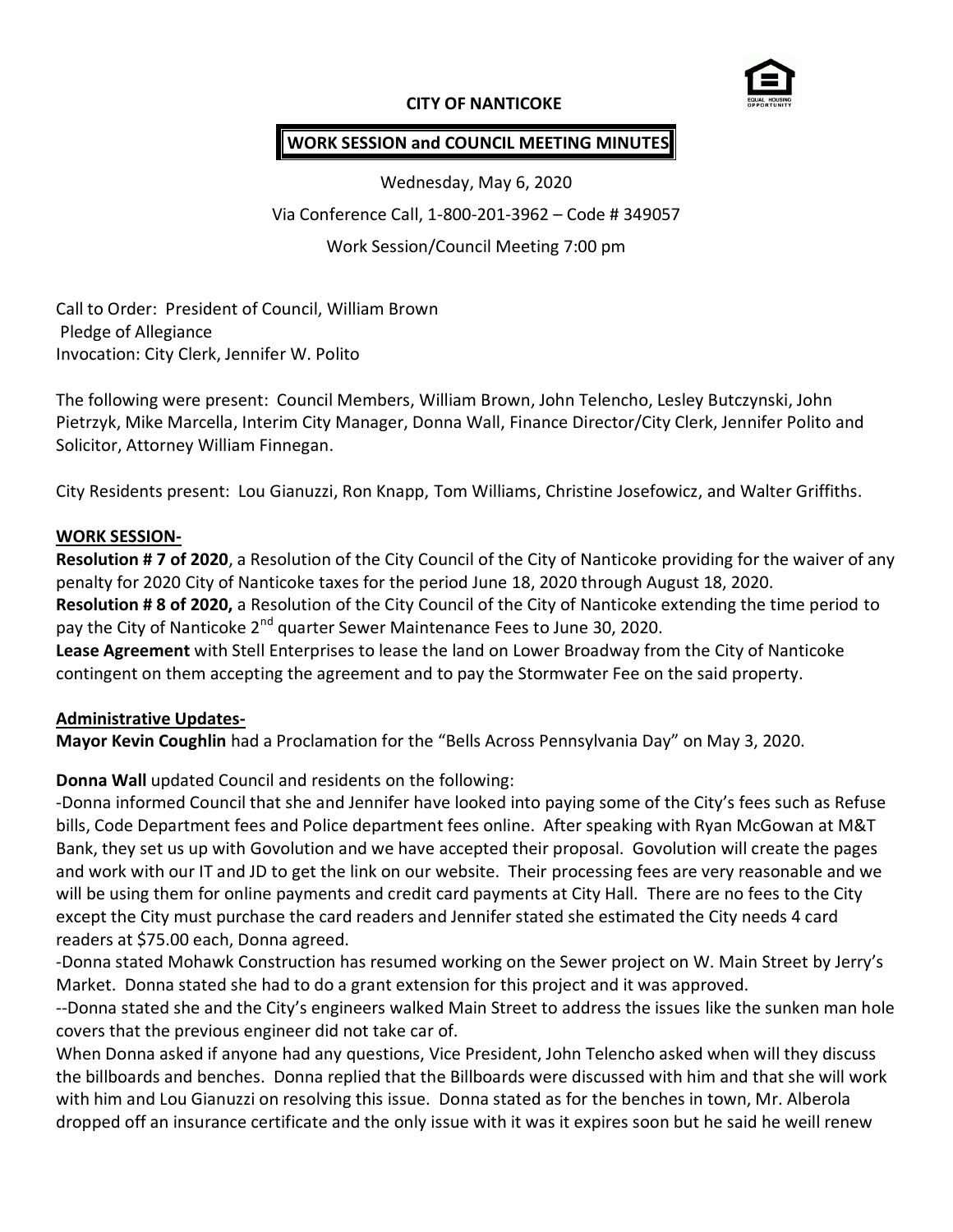# CITY OF NANTICOKE

## WORK SESSION and COUNCIL MEETING MINUTES

Wednesday, May 6, 2020

Via Conference Call, 1-800-201-3962 – Code # 349057

Work Session/Council Meeting 7:00 pm

Call to Order: President of Council, William Brown
Pledge of Allegiance
Invocation: City Clerk, Jennifer W. Polito

The following were present: Council Members, William Brown, John Telencho, Lesley Butczynski, John Pietrzyk, Mike Marcella, Interim City Manager, Donna Wall, Finance Director/City Clerk, Jennifer Polito and Solicitor, Attorney William Finnegan.

City Residents present: Lou Gianuzzi, Ron Knapp, Tom Williams, Christine Josefowicz, and Walter Griffiths.

**WORK SESSION-**

**Resolution # 7 of 2020**, a Resolution of the City Council of the City of Nanticoke providing for the waiver of any penalty for 2020 City of Nanticoke taxes for the period June 18, 2020 through August 18, 2020.

**Resolution # 8 of 2020,** a Resolution of the City Council of the City of Nanticoke extending the time period to pay the City of Nanticoke 2nd quarter Sewer Maintenance Fees to June 30, 2020.

**Lease Agreement** with Stell Enterprises to lease the land on Lower Broadway from the City of Nanticoke contingent on them accepting the agreement and to pay the Stormwater Fee on the said property.

**Administrative Updates-**

**Mayor Kevin Coughlin** had a Proclamation for the "Bells Across Pennsylvania Day" on May 3, 2020.

**Donna Wall** updated Council and residents on the following:

-Donna informed Council that she and Jennifer have looked into paying some of the City's fees such as Refuse bills, Code Department fees and Police department fees online. After speaking with Ryan McGowan at M&T Bank, they set us up with Govolution and we have accepted their proposal. Govolution will create the pages and work with our IT and JD to get the link on our website. Their processing fees are very reasonable and we will be using them for online payments and credit card payments at City Hall. There are no fees to the City except the City must purchase the card readers and Jennifer stated she estimated the City needs 4 card readers at $75.00 each, Donna agreed.

-Donna stated Mohawk Construction has resumed working on the Sewer project on W. Main Street by Jerry's Market. Donna stated she had to do a grant extension for this project and it was approved.

--Donna stated she and the City's engineers walked Main Street to address the issues like the sunken man hole covers that the previous engineer did not take car of.

When Donna asked if anyone had any questions, Vice President, John Telencho asked when will they discuss the billboards and benches. Donna replied that the Billboards were discussed with him and that she will work with him and Lou Gianuzzi on resolving this issue. Donna stated as for the benches in town, Mr. Alberola dropped off an insurance certificate and the only issue with it was it expires soon but he said he weill renew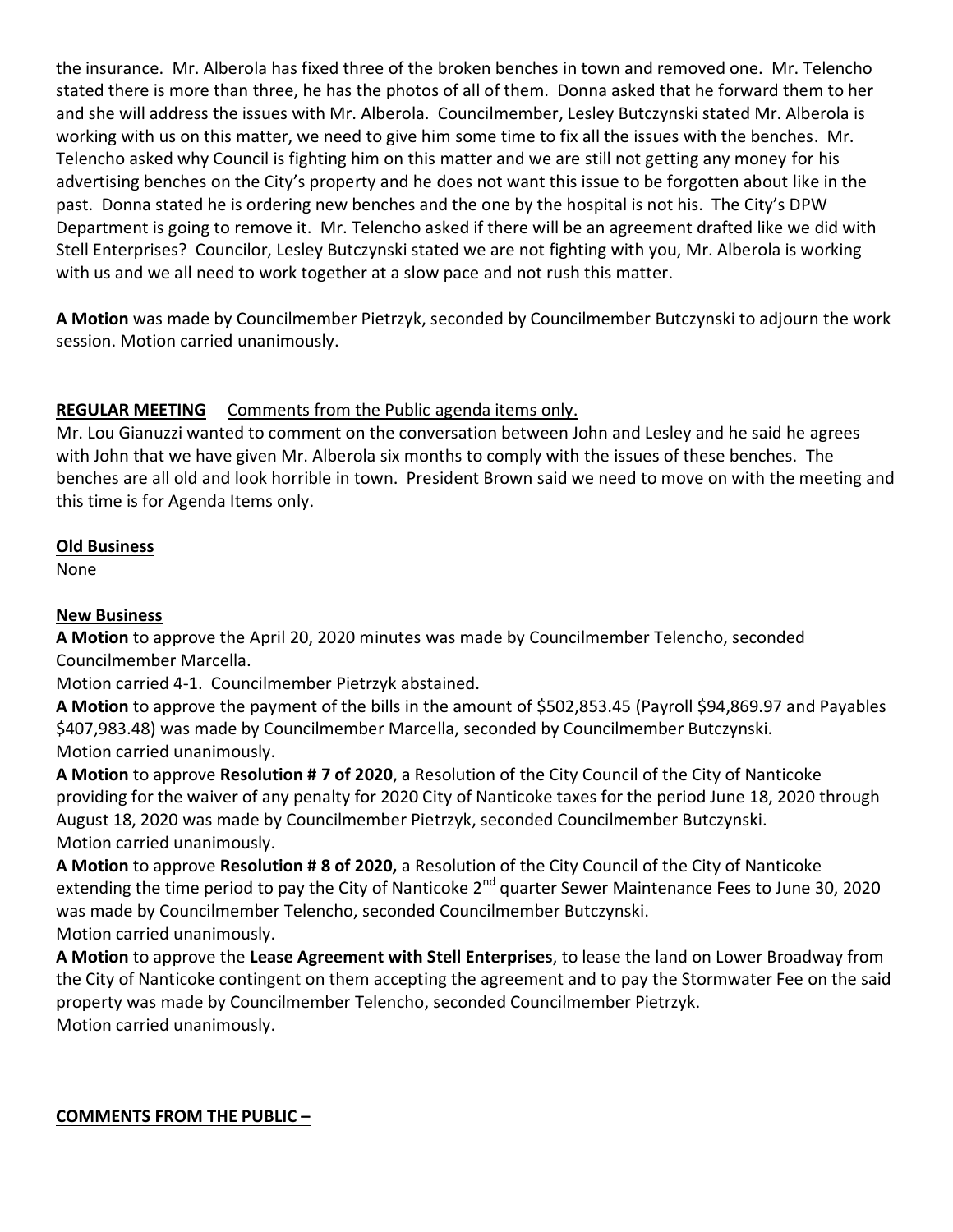the insurance. Mr. Alberola has fixed three of the broken benches in town and removed one. Mr. Telencho stated there is more than three, he has the photos of all of them. Donna asked that he forward them to her and she will address the issues with Mr. Alberola. Councilmember, Lesley Butczynski stated Mr. Alberola is working with us on this matter, we need to give him some time to fix all the issues with the benches. Mr. Telencho asked why Council is fighting him on this matter and we are still not getting any money for his advertising benches on the City's property and he does not want this issue to be forgotten about like in the past. Donna stated he is ordering new benches and the one by the hospital is not his. The City's DPW Department is going to remove it. Mr. Telencho asked if there will be an agreement drafted like we did with Stell Enterprises? Councilor, Lesley Butczynski stated we are not fighting with you, Mr. Alberola is working with us and we all need to work together at a slow pace and not rush this matter.

**A Motion** was made by Councilmember Pietrzyk, seconded by Councilmember Butczynski to adjourn the work session. Motion carried unanimously.

**REGULAR MEETING** Comments from the Public agenda items only.

Mr. Lou Gianuzzi wanted to comment on the conversation between John and Lesley and he said he agrees with John that we have given Mr. Alberola six months to comply with the issues of these benches. The benches are all old and look horrible in town. President Brown said we need to move on with the meeting and this time is for Agenda Items only.

**Old Business**

None

**New Business**

**A Motion** to approve the April 20, 2020 minutes was made by Councilmember Telencho, seconded Councilmember Marcella.
Motion carried 4-1. Councilmember Pietrzyk abstained.

**A Motion** to approve the payment of the bills in the amount of $502,853.45 (Payroll $94,869.97 and Payables $407,983.48) was made by Councilmember Marcella, seconded by Councilmember Butczynski.
Motion carried unanimously.

**A Motion** to approve **Resolution # 7 of 2020**, a Resolution of the City Council of the City of Nanticoke providing for the waiver of any penalty for 2020 City of Nanticoke taxes for the period June 18, 2020 through August 18, 2020 was made by Councilmember Pietrzyk, seconded Councilmember Butczynski.
Motion carried unanimously.

**A Motion** to approve **Resolution # 8 of 2020,** a Resolution of the City Council of the City of Nanticoke extending the time period to pay the City of Nanticoke 2nd quarter Sewer Maintenance Fees to June 30, 2020 was made by Councilmember Telencho, seconded Councilmember Butczynski.
Motion carried unanimously.

**A Motion** to approve the **Lease Agreement with Stell Enterprises**, to lease the land on Lower Broadway from the City of Nanticoke contingent on them accepting the agreement and to pay the Stormwater Fee on the said property was made by Councilmember Telencho, seconded Councilmember Pietrzyk.
Motion carried unanimously.

**COMMENTS FROM THE PUBLIC –**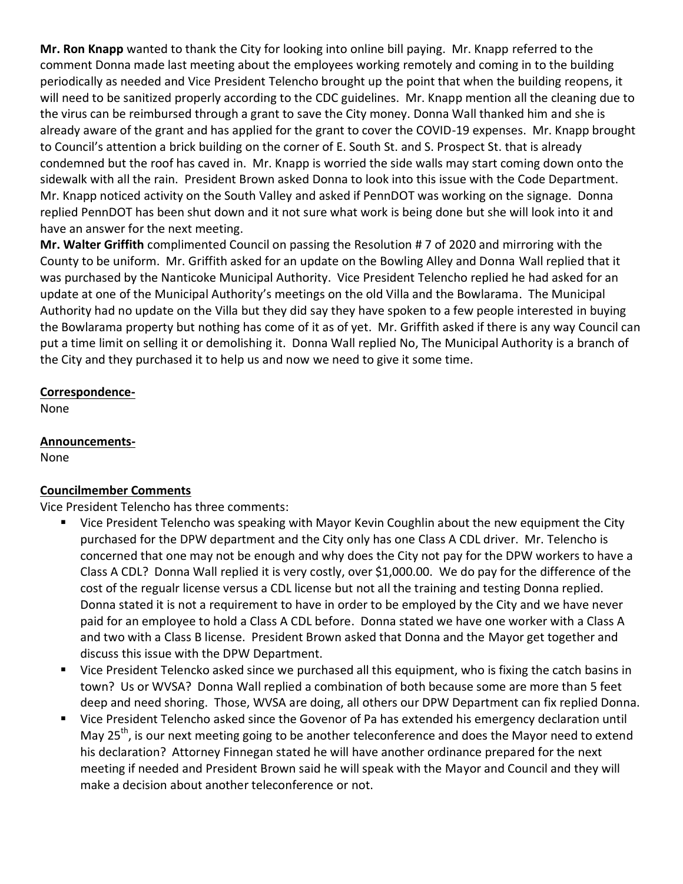**Mr. Ron Knapp** wanted to thank the City for looking into online bill paying. Mr. Knapp referred to the comment Donna made last meeting about the employees working remotely and coming in to the building periodically as needed and Vice President Telencho brought up the point that when the building reopens, it will need to be sanitized properly according to the CDC guidelines. Mr. Knapp mention all the cleaning due to the virus can be reimbursed through a grant to save the City money. Donna Wall thanked him and she is already aware of the grant and has applied for the grant to cover the COVID-19 expenses. Mr. Knapp brought to Council's attention a brick building on the corner of E. South St. and S. Prospect St. that is already condemned but the roof has caved in. Mr. Knapp is worried the side walls may start coming down onto the sidewalk with all the rain. President Brown asked Donna to look into this issue with the Code Department. Mr. Knapp noticed activity on the South Valley and asked if PennDOT was working on the signage. Donna replied PennDOT has been shut down and it not sure what work is being done but she will look into it and have an answer for the next meeting.

**Mr. Walter Griffith** complimented Council on passing the Resolution # 7 of 2020 and mirroring with the County to be uniform. Mr. Griffith asked for an update on the Bowling Alley and Donna Wall replied that it was purchased by the Nanticoke Municipal Authority. Vice President Telencho replied he had asked for an update at one of the Municipal Authority's meetings on the old Villa and the Bowlarama. The Municipal Authority had no update on the Villa but they did say they have spoken to a few people interested in buying the Bowlarama property but nothing has come of it as of yet. Mr. Griffith asked if there is any way Council can put a time limit on selling it or demolishing it. Donna Wall replied No, The Municipal Authority is a branch of the City and they purchased it to help us and now we need to give it some time.

**Correspondence-**

None

**Announcements-**

None

**Councilmember Comments**

Vice President Telencho has three comments:

- Vice President Telencho was speaking with Mayor Kevin Coughlin about the new equipment the City purchased for the DPW department and the City only has one Class A CDL driver. Mr. Telencho is concerned that one may not be enough and why does the City not pay for the DPW workers to have a Class A CDL? Donna Wall replied it is very costly, over $1,000.00. We do pay for the difference of the cost of the regualr license versus a CDL license but not all the training and testing Donna replied. Donna stated it is not a requirement to have in order to be employed by the City and we have never paid for an employee to hold a Class A CDL before. Donna stated we have one worker with a Class A and two with a Class B license. President Brown asked that Donna and the Mayor get together and discuss this issue with the DPW Department.
- Vice President Telencko asked since we purchased all this equipment, who is fixing the catch basins in town? Us or WVSA? Donna Wall replied a combination of both because some are more than 5 feet deep and need shoring. Those, WVSA are doing, all others our DPW Department can fix replied Donna.
- Vice President Telencho asked since the Govenor of Pa has extended his emergency declaration until May 25th, is our next meeting going to be another teleconference and does the Mayor need to extend his declaration? Attorney Finnegan stated he will have another ordinance prepared for the next meeting if needed and President Brown said he will speak with the Mayor and Council and they will make a decision about another teleconference or not.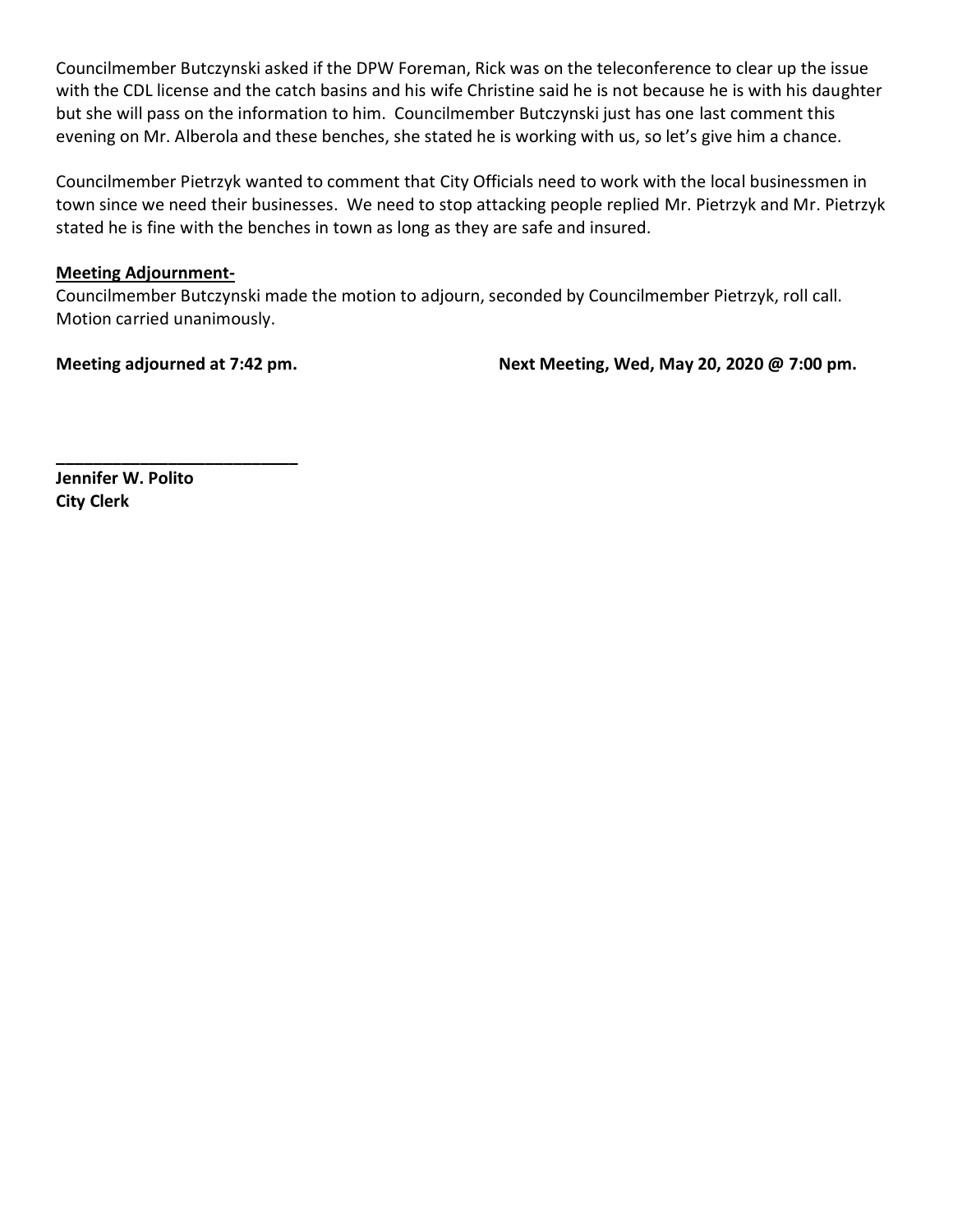Councilmember Butczynski asked if the DPW Foreman, Rick was on the teleconference to clear up the issue with the CDL license and the catch basins and his wife Christine said he is not because he is with his daughter but she will pass on the information to him. Councilmember Butczynski just has one last comment this evening on Mr. Alberola and these benches, she stated he is working with us, so let's give him a chance.

Councilmember Pietrzyk wanted to comment that City Officials need to work with the local businessmen in town since we need their businesses. We need to stop attacking people replied Mr. Pietrzyk and Mr. Pietrzyk stated he is fine with the benches in town as long as they are safe and insured.

**Meeting Adjournment-**

Councilmember Butczynski made the motion to adjourn, seconded by Councilmember Pietrzyk, roll call. Motion carried unanimously.

**Meeting adjourned at 7:42 pm.** **Next Meeting, Wed, May 20, 2020 @ 7:00 pm.**

**\_\_\_\_\_\_\_\_\_\_\_\_\_\_\_\_\_\_\_\_\_\_\_\_\_\_**

**Jennifer W. Polito**
**City Clerk**